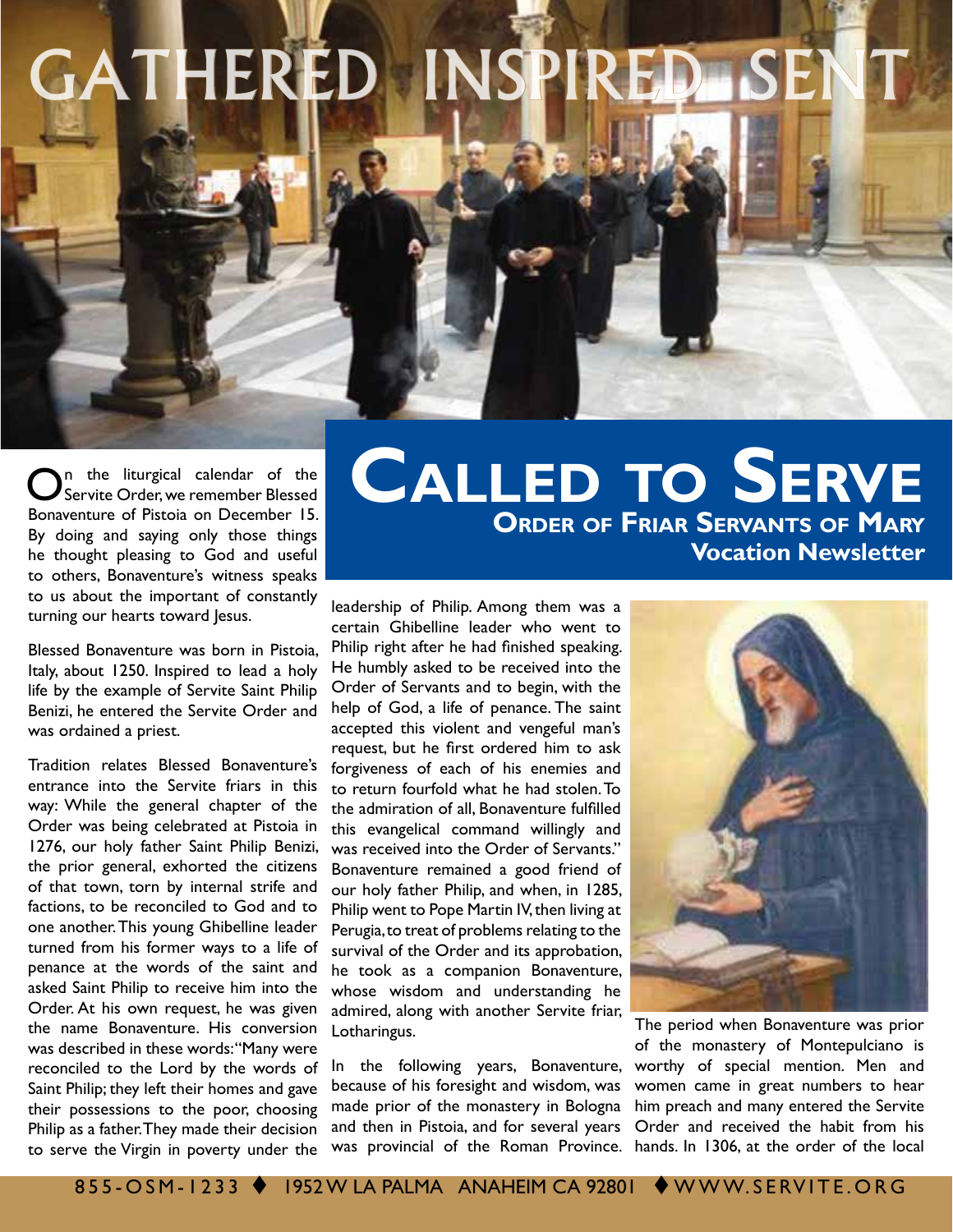# GATHERED INSPIRED SENT

# Called to Serve

## Order of Friar Servants of Mary

### Vocation Newsletter

On the liturgical calendar of the Servite Order, we remember Blessed Bonaventure of Pistoia on December 15. By doing and saying only those things he thought pleasing to God and useful to others, Bonaventure's witness speaks to us about the important of constantly turning our hearts toward Jesus.

Blessed Bonaventure was born in Pistoia, Italy, about 1250. Inspired to lead a holy life by the example of Servite Saint Philip Benizi, he entered the Servite Order and was ordained a priest.

Tradition relates Blessed Bonaventure's entrance into the Servite friars in this way: While the general chapter of the Order was being celebrated at Pistoia in 1276, our holy father Saint Philip Benizi, the prior general, exhorted the citizens of that town, torn by internal strife and factions, to be reconciled to God and to one another. This young Ghibelline leader turned from his former ways to a life of penance at the words of the saint and asked Saint Philip to receive him into the Order. At his own request, he was given the name Bonaventure. His conversion was described in these words: "Many were reconciled to the Lord by the words of Saint Philip; they left their homes and gave their possessions to the poor, choosing Philip as a father. They made their decision to serve the Virgin in poverty under the leadership of Philip. Among them was a certain Ghibelline leader who went to Philip right after he had finished speaking. He humbly asked to be received into the Order of Servants and to begin, with the help of God, a life of penance. The saint accepted this violent and vengeful man's request, but he first ordered him to ask forgiveness of each of his enemies and to return fourfold what he had stolen. To the admiration of all, Bonaventure fulfilled this evangelical command willingly and was received into the Order of Servants." Bonaventure remained a good friend of our holy father Philip, and when, in 1285, Philip went to Pope Martin IV, then living at Perugia, to treat of problems relating to the survival of the Order and its approbation, he took as a companion Bonaventure, whose wisdom and understanding he admired, along with another Servite friar, Lotharingus.

In the following years, Bonaventure, because of his foresight and wisdom, was made prior of the monastery in Bologna and then in Pistoia, and for several years was provincial of the Roman Province. The period when Bonaventure was prior of the monastery of Montepulciano is worthy of special mention. Men and women came in great numbers to hear him preach and many entered the Servite Order and received the habit from his hands. In 1306, at the order of the local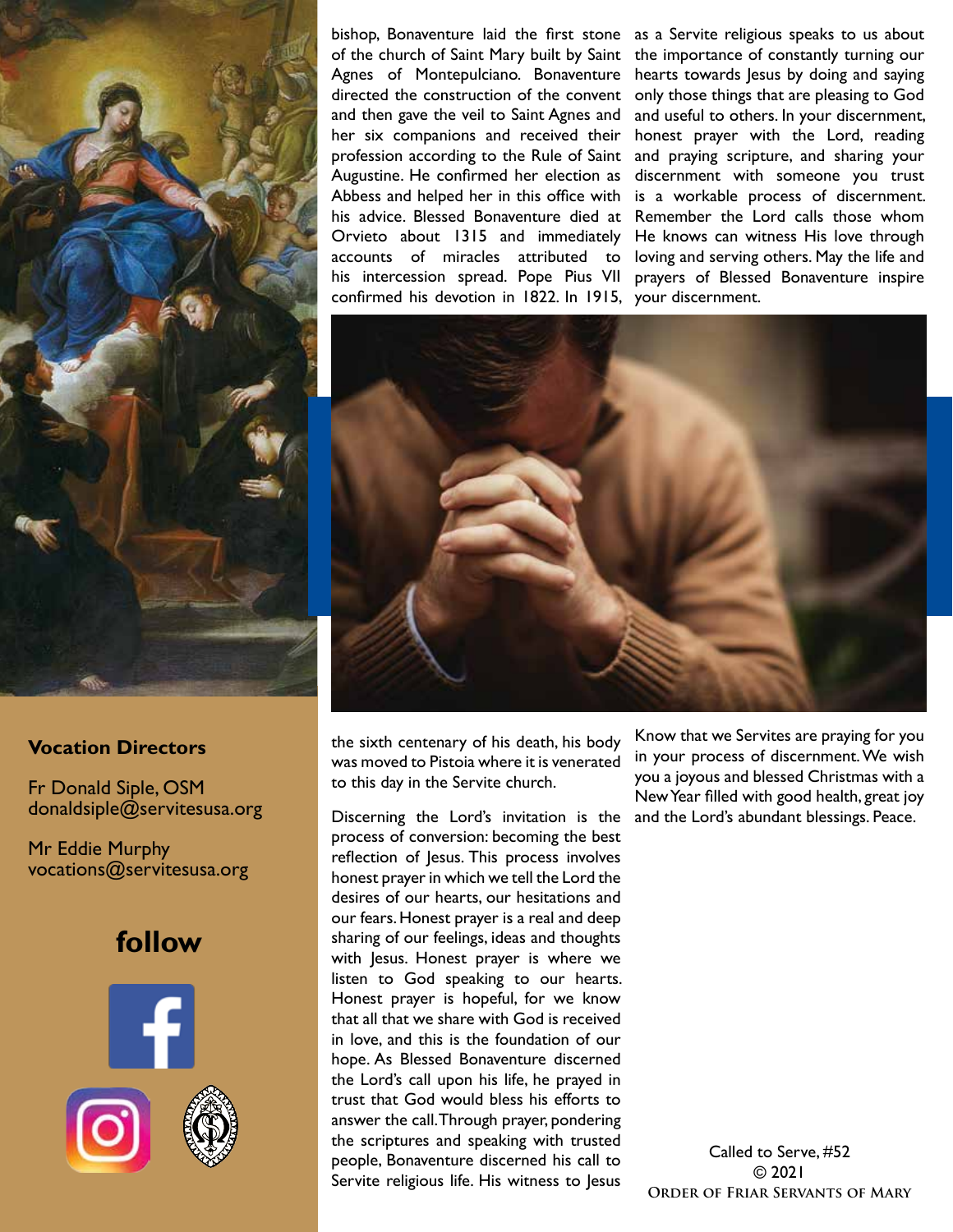bishop, Bonaventure laid the first stone of the church of Saint Mary built by Saint Agnes of Montepulciano. Bonaventure directed the construction of the convent and then gave the veil to Saint Agnes and her six companions and received their profession according to the Rule of Saint Augustine. He confirmed her election as Abbess and helped her in this office with his advice. Blessed Bonaventure died at Orvieto about 1315 and immediately accounts of miracles attributed to his intercession spread. Pope Pius VII confirmed his devotion in 1822. In 1915, the sixth centenary of his death, his body was moved to Pistoia where it is venerated to this day in the Servite church.

Discerning the Lord's invitation is the process of conversion: becoming the best reflection of Jesus. This process involves honest prayer in which we tell the Lord the desires of our hearts, our hesitations and our fears. Honest prayer is a real and deep sharing of our feelings, ideas and thoughts with Jesus. Honest prayer is where we listen to God speaking to our hearts. Honest prayer is hopeful, for we know that all that we share with God is received in love, and this is the foundation of our hope. As Blessed Bonaventure discerned the Lord's call upon his life, he prayed in trust that God would bless his efforts to answer the call. Through prayer, pondering the scriptures and speaking with trusted people, Bonaventure discerned his call to Servite religious life. His witness to Jesus as a Servite religious speaks to us about the importance of constantly turning our hearts towards Jesus by doing and saying only those things that are pleasing to God and useful to others. In your discernment, honest prayer with the Lord, reading and praying scripture, and sharing your discernment with someone you trust is a workable process of discernment. Remember the Lord calls those whom He knows can witness His love through loving and serving others. May the life and prayers of Blessed Bonaventure inspire your discernment.

Know that we Servites are praying for you in your process of discernment. We wish you a joyous and blessed Christmas with a New Year filled with good health, great joy and the Lord's abundant blessings. Peace.

**Vocation Directors**

Fr Donald Siple, OSM
donaldsiple@servitesusa.org

Mr Eddie Murphy
vocations@servitesusa.org

**follow**

Called to Serve, #52
© 2021
Order of Friar Servants of Mary